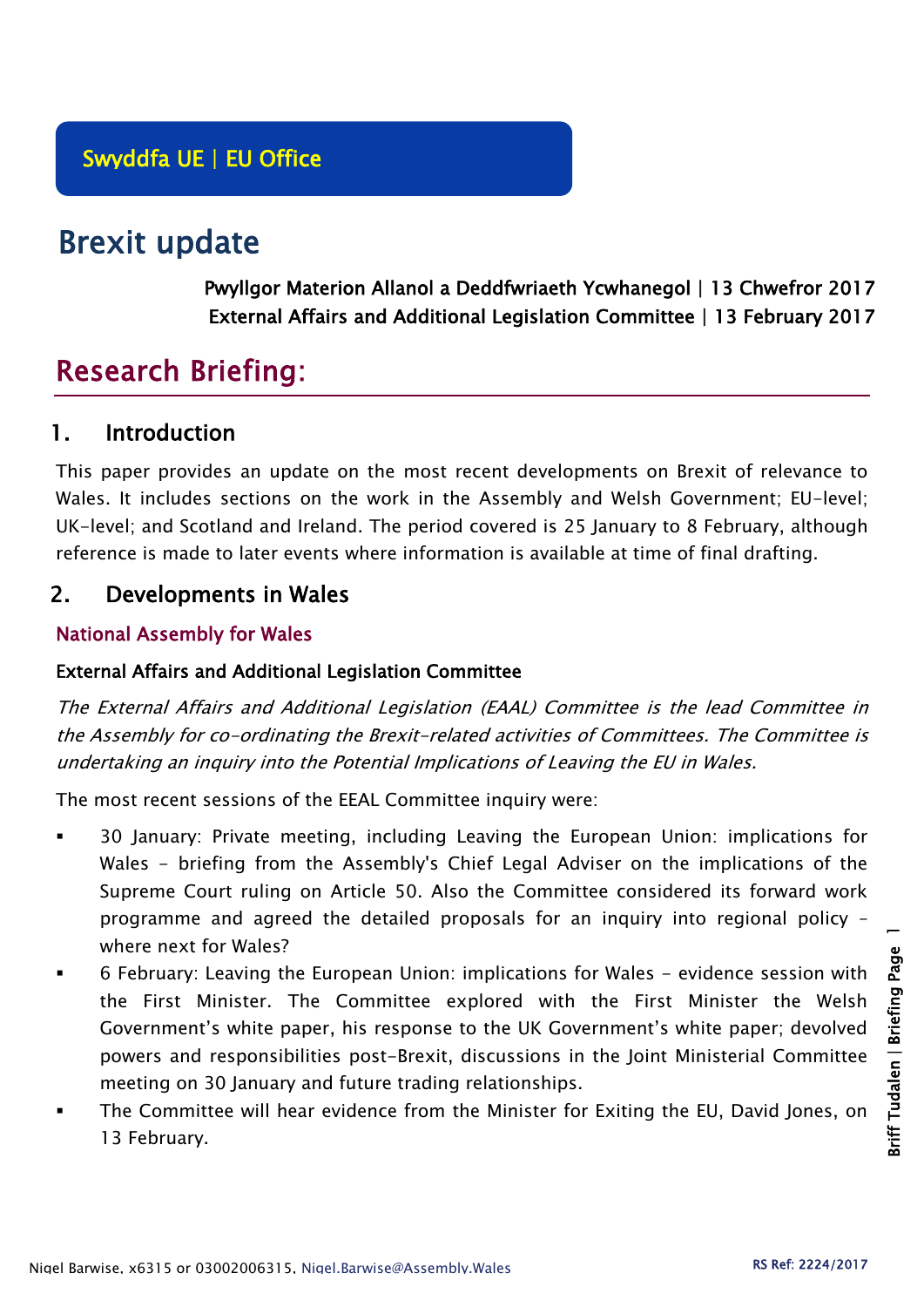Swyddfa UE | EU Office

# Brexit update

**Pwyllgor Materion Allanol a Deddfwriaeth Ycwhanegol | 13 Chwefror 2017**
**External Affairs and Additional Legislation Committee | 13 February 2017**

# Research Briefing:

## 1. Introduction

This paper provides an update on the most recent developments on Brexit of relevance to Wales. It includes sections on the work in the Assembly and Welsh Government; EU-level; UK-level; and Scotland and Ireland. The period covered is 25 January to 8 February, although reference is made to later events where information is available at time of final drafting.

## 2. Developments in Wales

### National Assembly for Wales

#### External Affairs and Additional Legislation Committee

*The External Affairs and Additional Legislation (EAAL) Committee is the lead Committee in the Assembly for co-ordinating the Brexit-related activities of Committees. The Committee is undertaking an inquiry into the Potential Implications of Leaving the EU in Wales.*

The most recent sessions of the EEAL Committee inquiry were:

- 30 January: Private meeting, including Leaving the European Union: implications for Wales - briefing from the Assembly's Chief Legal Adviser on the implications of the Supreme Court ruling on Article 50. Also the Committee considered its forward work programme and agreed the detailed proposals for an inquiry into regional policy – where next for Wales?
- 6 February: Leaving the European Union: implications for Wales - evidence session with the First Minister. The Committee explored with the First Minister the Welsh Government's white paper, his response to the UK Government's white paper; devolved powers and responsibilities post-Brexit, discussions in the Joint Ministerial Committee meeting on 30 January and future trading relationships.
- The Committee will hear evidence from the Minister for Exiting the EU, David Jones, on 13 February.

Nigel Barwise, x6315 or 03002006315, Nigel.Barwise@Assembly.Wales

RS Ref: 2224/2017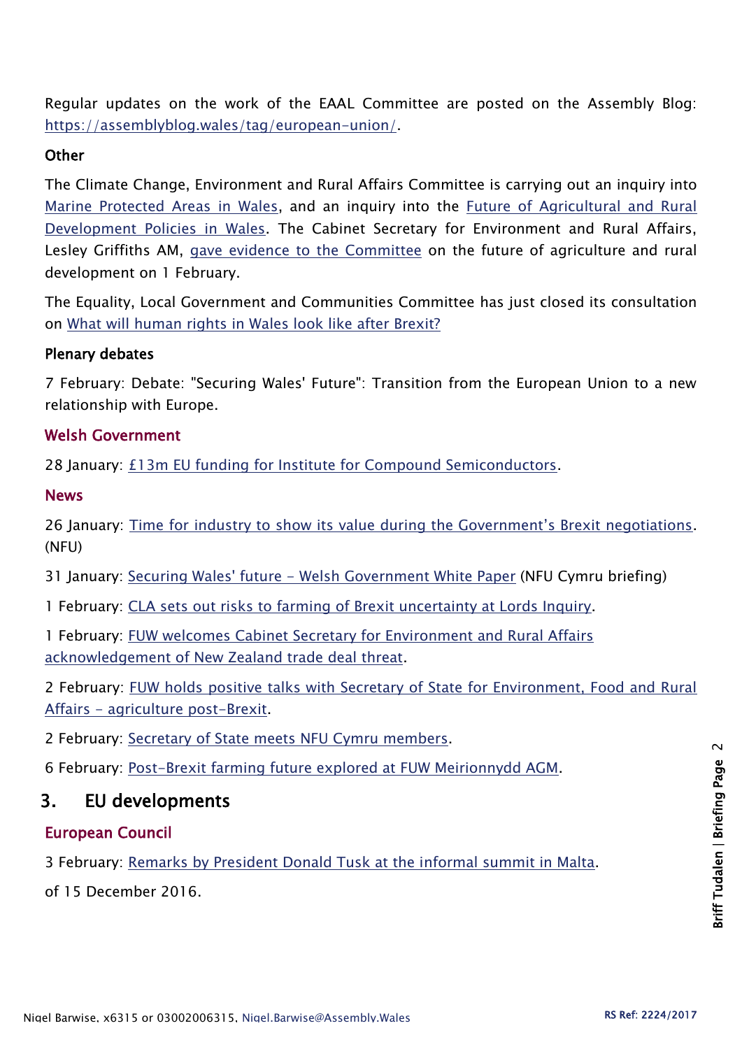Regular updates on the work of the EAAL Committee are posted on the Assembly Blog: https://assemblyblog.wales/tag/european-union/.

### Other

The Climate Change, Environment and Rural Affairs Committee is carrying out an inquiry into Marine Protected Areas in Wales, and an inquiry into the Future of Agricultural and Rural Development Policies in Wales. The Cabinet Secretary for Environment and Rural Affairs, Lesley Griffiths AM, gave evidence to the Committee on the future of agriculture and rural development on 1 February.

The Equality, Local Government and Communities Committee has just closed its consultation on What will human rights in Wales look like after Brexit?

### Plenary debates

7 February: Debate: "Securing Wales' Future": Transition from the European Union to a new relationship with Europe.

### Welsh Government

28 January: £13m EU funding for Institute for Compound Semiconductors.

### News

26 January: Time for industry to show its value during the Government's Brexit negotiations. (NFU)

31 January: Securing Wales' future – Welsh Government White Paper (NFU Cymru briefing)

1 February: CLA sets out risks to farming of Brexit uncertainty at Lords Inquiry.

1 February: FUW welcomes Cabinet Secretary for Environment and Rural Affairs acknowledgement of New Zealand trade deal threat.

2 February: FUW holds positive talks with Secretary of State for Environment, Food and Rural Affairs – agriculture post-Brexit.

2 February: Secretary of State meets NFU Cymru members.

6 February: Post-Brexit farming future explored at FUW Meirionnydd AGM.

## 3. EU developments

### European Council

3 February: Remarks by President Donald Tusk at the informal summit in Malta.

of 15 December 2016.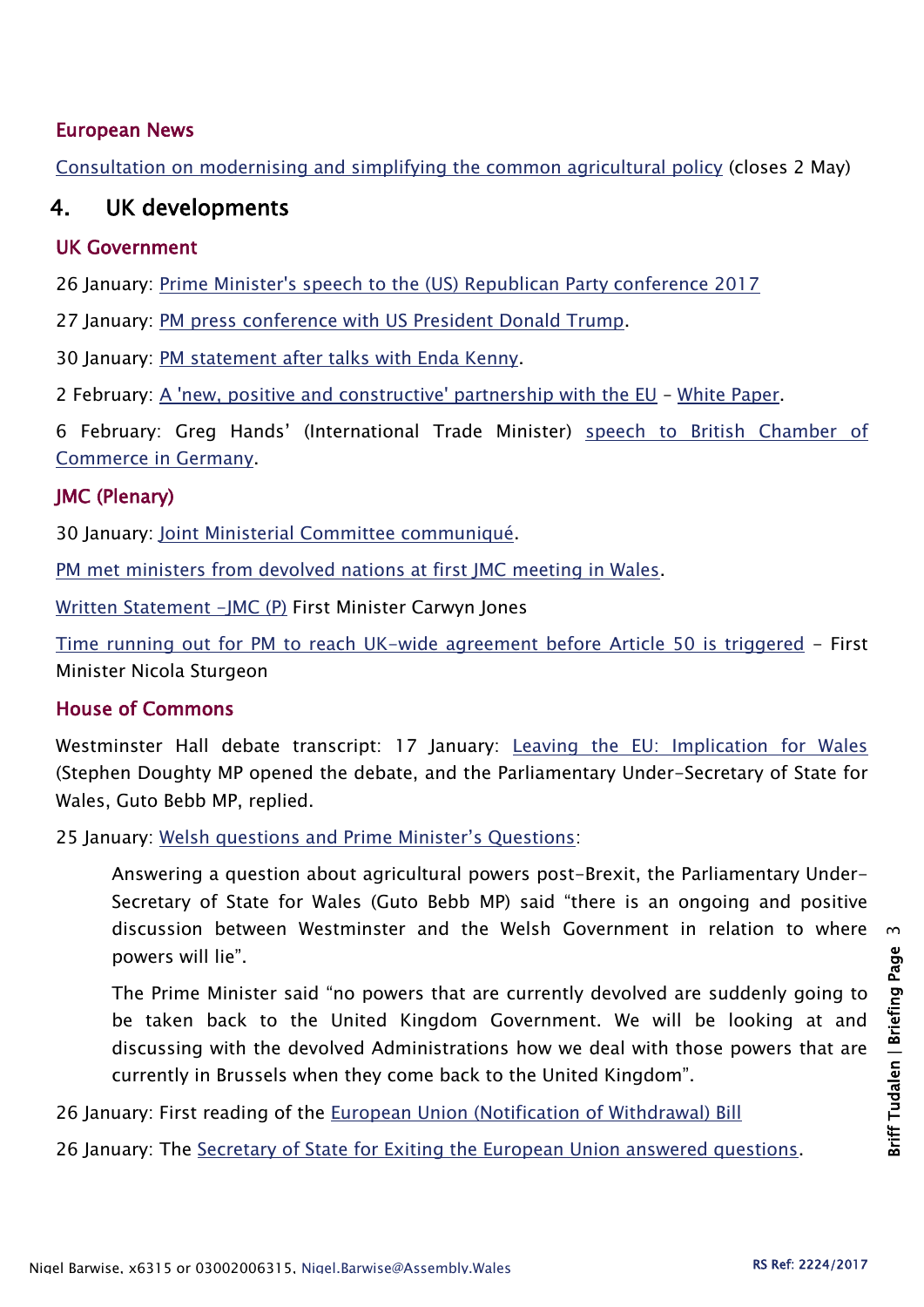### European News

Consultation on modernising and simplifying the common agricultural policy (closes 2 May)

## 4. UK developments

### UK Government

26 January: Prime Minister's speech to the (US) Republican Party conference 2017

27 January: PM press conference with US President Donald Trump.

30 January: PM statement after talks with Enda Kenny.

2 February: A 'new, positive and constructive' partnership with the EU – White Paper.

6 February: Greg Hands' (International Trade Minister) speech to British Chamber of Commerce in Germany.

### JMC (Plenary)

30 January: Joint Ministerial Committee communiqué.

PM met ministers from devolved nations at first JMC meeting in Wales.

Written Statement –JMC (P) First Minister Carwyn Jones

Time running out for PM to reach UK-wide agreement before Article 50 is triggered – First Minister Nicola Sturgeon

### House of Commons

Westminster Hall debate transcript: 17 January: Leaving the EU: Implication for Wales (Stephen Doughty MP opened the debate, and the Parliamentary Under-Secretary of State for Wales, Guto Bebb MP, replied.

25 January: Welsh questions and Prime Minister's Questions:

> Answering a question about agricultural powers post-Brexit, the Parliamentary Under-Secretary of State for Wales (Guto Bebb MP) said "there is an ongoing and positive discussion between Westminster and the Welsh Government in relation to where powers will lie".
>
> The Prime Minister said "no powers that are currently devolved are suddenly going to be taken back to the United Kingdom Government. We will be looking at and discussing with the devolved Administrations how we deal with those powers that are currently in Brussels when they come back to the United Kingdom".

26 January: First reading of the European Union (Notification of Withdrawal) Bill

26 January: The Secretary of State for Exiting the European Union answered questions.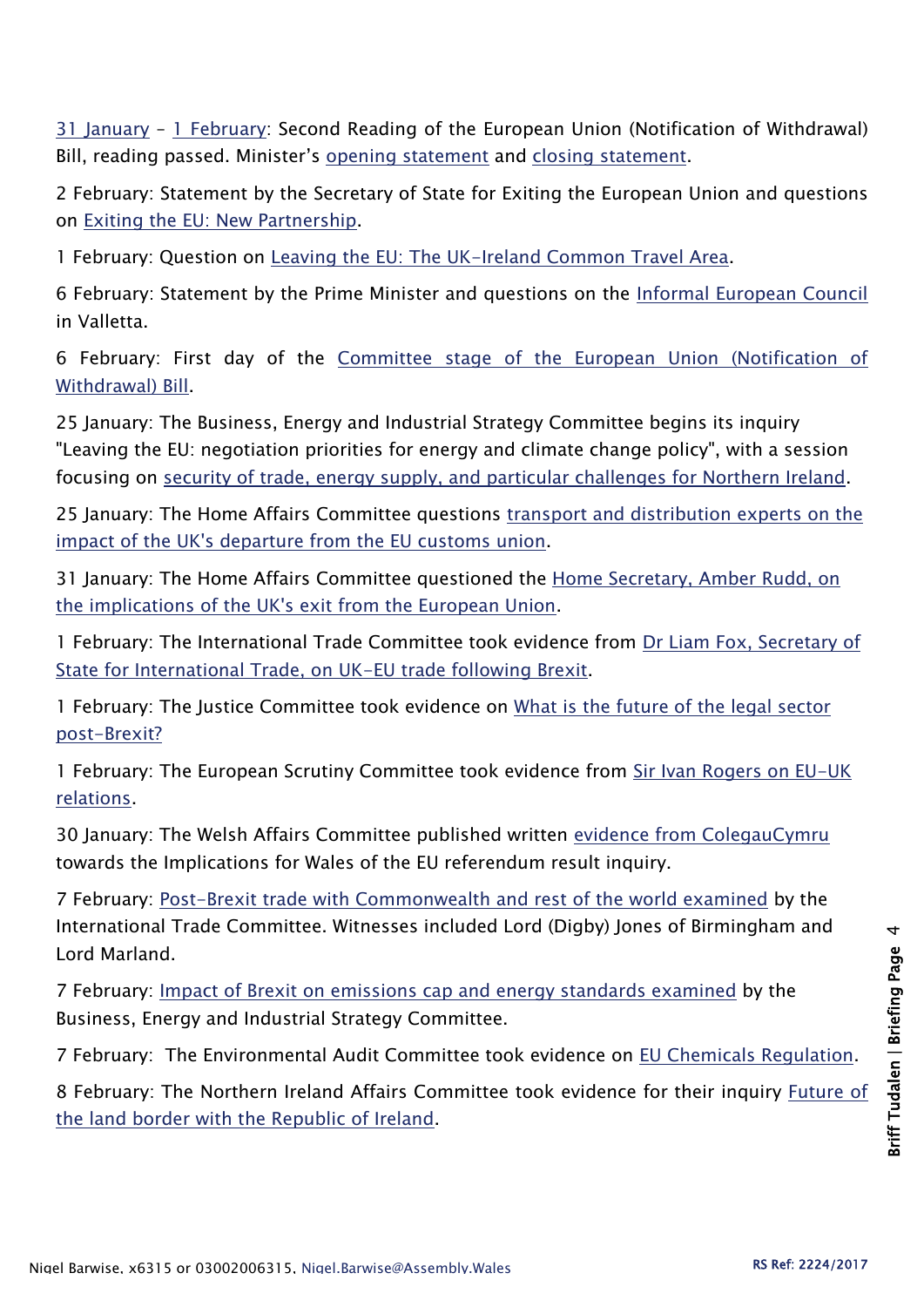31 January – 1 February: Second Reading of the European Union (Notification of Withdrawal) Bill, reading passed. Minister's opening statement and closing statement.

2 February: Statement by the Secretary of State for Exiting the European Union and questions on Exiting the EU: New Partnership.

1 February: Question on Leaving the EU: The UK-Ireland Common Travel Area.

6 February: Statement by the Prime Minister and questions on the Informal European Council in Valletta.

6 February: First day of the Committee stage of the European Union (Notification of Withdrawal) Bill.

25 January: The Business, Energy and Industrial Strategy Committee begins its inquiry "Leaving the EU: negotiation priorities for energy and climate change policy", with a session focusing on security of trade, energy supply, and particular challenges for Northern Ireland.

25 January: The Home Affairs Committee questions transport and distribution experts on the impact of the UK's departure from the EU customs union.

31 January: The Home Affairs Committee questioned the Home Secretary, Amber Rudd, on the implications of the UK's exit from the European Union.

1 February: The International Trade Committee took evidence from Dr Liam Fox, Secretary of State for International Trade, on UK-EU trade following Brexit.

1 February: The Justice Committee took evidence on What is the future of the legal sector post-Brexit?

1 February: The European Scrutiny Committee took evidence from Sir Ivan Rogers on EU-UK relations.

30 January: The Welsh Affairs Committee published written evidence from ColegauCymru towards the Implications for Wales of the EU referendum result inquiry.

7 February: Post-Brexit trade with Commonwealth and rest of the world examined by the International Trade Committee. Witnesses included Lord (Digby) Jones of Birmingham and Lord Marland.

7 February: Impact of Brexit on emissions cap and energy standards examined by the Business, Energy and Industrial Strategy Committee.

7 February: The Environmental Audit Committee took evidence on EU Chemicals Regulation.

8 February: The Northern Ireland Affairs Committee took evidence for their inquiry Future of the land border with the Republic of Ireland.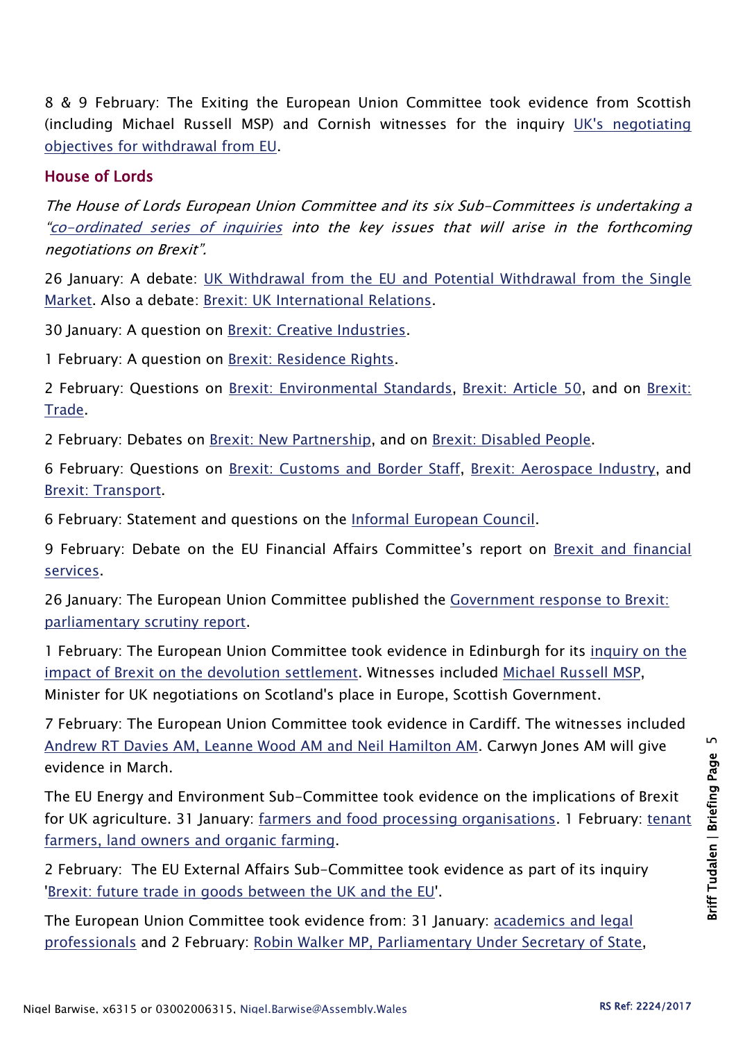8 & 9 February: The Exiting the European Union Committee took evidence from Scottish (including Michael Russell MSP) and Cornish witnesses for the inquiry UK's negotiating objectives for withdrawal from EU.

## House of Lords

*The House of Lords European Union Committee and its six Sub-Committees is undertaking a "co-ordinated series of inquiries into the key issues that will arise in the forthcoming negotiations on Brexit".*

26 January: A debate: UK Withdrawal from the EU and Potential Withdrawal from the Single Market. Also a debate: Brexit: UK International Relations.

30 January: A question on Brexit: Creative Industries.

1 February: A question on Brexit: Residence Rights.

2 February: Questions on Brexit: Environmental Standards, Brexit: Article 50, and on Brexit: Trade.

2 February: Debates on Brexit: New Partnership, and on Brexit: Disabled People.

6 February: Questions on Brexit: Customs and Border Staff, Brexit: Aerospace Industry, and Brexit: Transport.

6 February: Statement and questions on the Informal European Council.

9 February: Debate on the EU Financial Affairs Committee's report on Brexit and financial services.

26 January: The European Union Committee published the Government response to Brexit: parliamentary scrutiny report.

1 February: The European Union Committee took evidence in Edinburgh for its inquiry on the impact of Brexit on the devolution settlement. Witnesses included Michael Russell MSP, Minister for UK negotiations on Scotland's place in Europe, Scottish Government.

7 February: The European Union Committee took evidence in Cardiff. The witnesses included Andrew RT Davies AM, Leanne Wood AM and Neil Hamilton AM. Carwyn Jones AM will give evidence in March.

The EU Energy and Environment Sub-Committee took evidence on the implications of Brexit for UK agriculture. 31 January: farmers and food processing organisations. 1 February: tenant farmers, land owners and organic farming.

2 February: The EU External Affairs Sub-Committee took evidence as part of its inquiry 'Brexit: future trade in goods between the UK and the EU'.

The European Union Committee took evidence from: 31 January: academics and legal professionals and 2 February: Robin Walker MP, Parliamentary Under Secretary of State,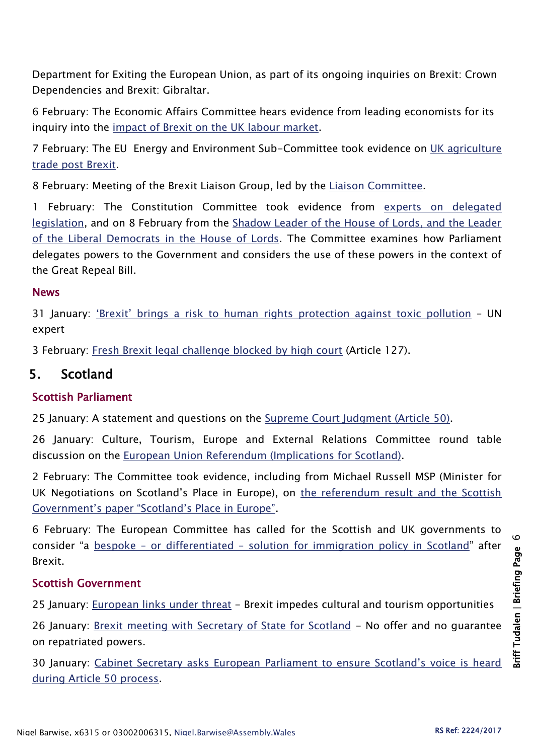Department for Exiting the European Union, as part of its ongoing inquiries on Brexit: Crown Dependencies and Brexit: Gibraltar.

6 February: The Economic Affairs Committee hears evidence from leading economists for its inquiry into the impact of Brexit on the UK labour market.

7 February: The EU Energy and Environment Sub-Committee took evidence on UK agriculture trade post Brexit.

8 February: Meeting of the Brexit Liaison Group, led by the Liaison Committee.

1 February: The Constitution Committee took evidence from experts on delegated legislation, and on 8 February from the Shadow Leader of the House of Lords, and the Leader of the Liberal Democrats in the House of Lords. The Committee examines how Parliament delegates powers to the Government and considers the use of these powers in the context of the Great Repeal Bill.

### News

31 January: 'Brexit' brings a risk to human rights protection against toxic pollution – UN expert

3 February: Fresh Brexit legal challenge blocked by high court (Article 127).

## 5. Scotland

### Scottish Parliament

25 January: A statement and questions on the Supreme Court Judgment (Article 50).

26 January: Culture, Tourism, Europe and External Relations Committee round table discussion on the European Union Referendum (Implications for Scotland).

2 February: The Committee took evidence, including from Michael Russell MSP (Minister for UK Negotiations on Scotland's Place in Europe), on the referendum result and the Scottish Government's paper "Scotland's Place in Europe".

6 February: The European Committee has called for the Scottish and UK governments to consider "a bespoke – or differentiated – solution for immigration policy in Scotland" after Brexit.

### Scottish Government

25 January: European links under threat – Brexit impedes cultural and tourism opportunities

26 January: Brexit meeting with Secretary of State for Scotland – No offer and no guarantee on repatriated powers.

30 January: Cabinet Secretary asks European Parliament to ensure Scotland's voice is heard during Article 50 process.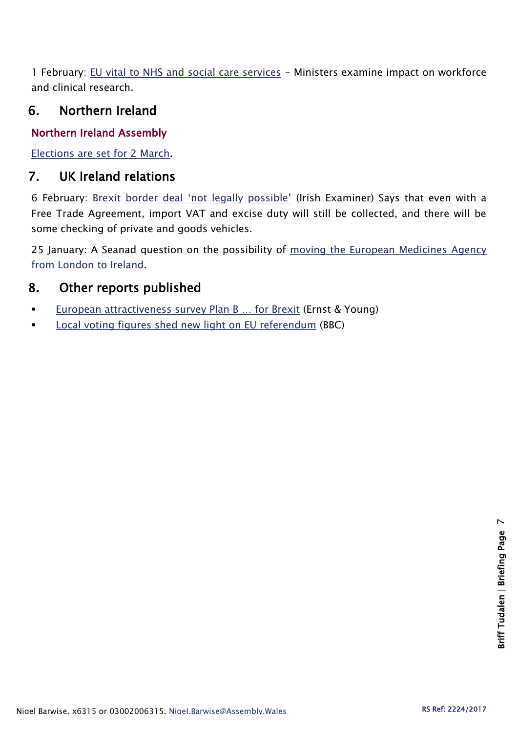1 February: EU vital to NHS and social care services – Ministers examine impact on workforce and clinical research.

## 6. Northern Ireland

### Northern Ireland Assembly

Elections are set for 2 March.

## 7. UK Ireland relations

6 February: Brexit border deal 'not legally possible' (Irish Examiner) Says that even with a Free Trade Agreement, import VAT and excise duty will still be collected, and there will be some checking of private and goods vehicles.

25 January: A Seanad question on the possibility of moving the European Medicines Agency from London to Ireland.

## 8. Other reports published

- European attractiveness survey Plan B … for Brexit (Ernst & Young)
- Local voting figures shed new light on EU referendum (BBC)